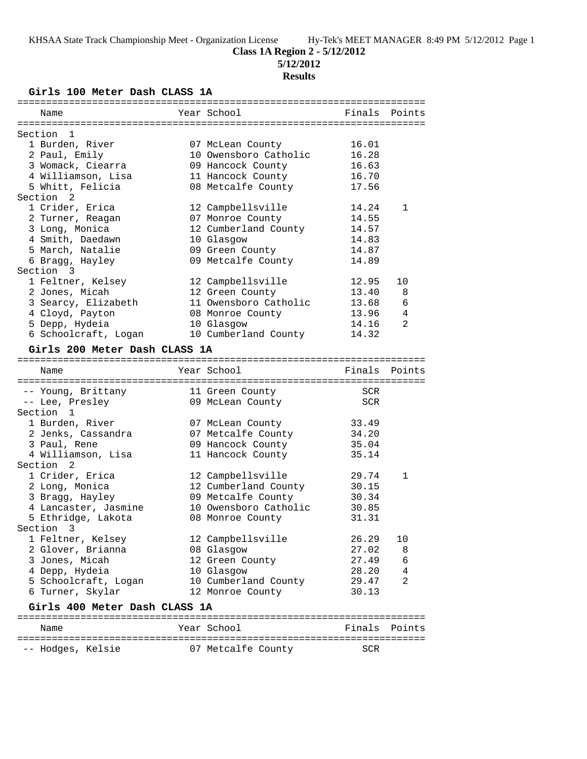KHSAA State Track Championship Meet - Organization License    Hy-Tek's MEET MANAGER 8:49 PM 5/12/2012 Page 1

**Class 1A Region 2 - 5/12/2012**

**5/12/2012**

**Results**

### Girls 100 Meter Dash CLASS 1A

| Name | Year | School | Finals | Points |
|---|---|---|---|---|
| **Section 1** | | | | |
| 1 Burden, River | 07 | McLean County | 16.01 | |
| 2 Paul, Emily | 10 | Owensboro Catholic | 16.28 | |
| 3 Womack, Ciearra | 09 | Hancock County | 16.63 | |
| 4 Williamson, Lisa | 11 | Hancock County | 16.70 | |
| 5 Whitt, Felicia | 08 | Metcalfe County | 17.56 | |
| **Section 2** | | | | |
| 1 Crider, Erica | 12 | Campbellsville | 14.24 | 1 |
| 2 Turner, Reagan | 07 | Monroe County | 14.55 | |
| 3 Long, Monica | 12 | Cumberland County | 14.57 | |
| 4 Smith, Daedawn | 10 | Glasgow | 14.83 | |
| 5 March, Natalie | 09 | Green County | 14.87 | |
| 6 Bragg, Hayley | 09 | Metcalfe County | 14.89 | |
| **Section 3** | | | | |
| 1 Feltner, Kelsey | 12 | Campbellsville | 12.95 | 10 |
| 2 Jones, Micah | 12 | Green County | 13.40 | 8 |
| 3 Searcy, Elizabeth | 11 | Owensboro Catholic | 13.68 | 6 |
| 4 Cloyd, Payton | 08 | Monroe County | 13.96 | 4 |
| 5 Depp, Hydeia | 10 | Glasgow | 14.16 | 2 |
| 6 Schoolcraft, Logan | 10 | Cumberland County | 14.32 | |

### Girls 200 Meter Dash CLASS 1A

| Name | Year | School | Finals | Points |
|---|---|---|---|---|
| -- Young, Brittany | 11 | Green County | SCR | |
| -- Lee, Presley | 09 | McLean County | SCR | |
| **Section 1** | | | | |
| 1 Burden, River | 07 | McLean County | 33.49 | |
| 2 Jenks, Cassandra | 07 | Metcalfe County | 34.20 | |
| 3 Paul, Rene | 09 | Hancock County | 35.04 | |
| 4 Williamson, Lisa | 11 | Hancock County | 35.14 | |
| **Section 2** | | | | |
| 1 Crider, Erica | 12 | Campbellsville | 29.74 | 1 |
| 2 Long, Monica | 12 | Cumberland County | 30.15 | |
| 3 Bragg, Hayley | 09 | Metcalfe County | 30.34 | |
| 4 Lancaster, Jasmine | 10 | Owensboro Catholic | 30.85 | |
| 5 Ethridge, Lakota | 08 | Monroe County | 31.31 | |
| **Section 3** | | | | |
| 1 Feltner, Kelsey | 12 | Campbellsville | 26.29 | 10 |
| 2 Glover, Brianna | 08 | Glasgow | 27.02 | 8 |
| 3 Jones, Micah | 12 | Green County | 27.49 | 6 |
| 4 Depp, Hydeia | 10 | Glasgow | 28.20 | 4 |
| 5 Schoolcraft, Logan | 10 | Cumberland County | 29.47 | 2 |
| 6 Turner, Skylar | 12 | Monroe County | 30.13 | |

### Girls 400 Meter Dash CLASS 1A

| Name | Year | School | Finals | Points |
|---|---|---|---|---|
| -- Hodges, Kelsie | 07 | Metcalfe County | SCR | |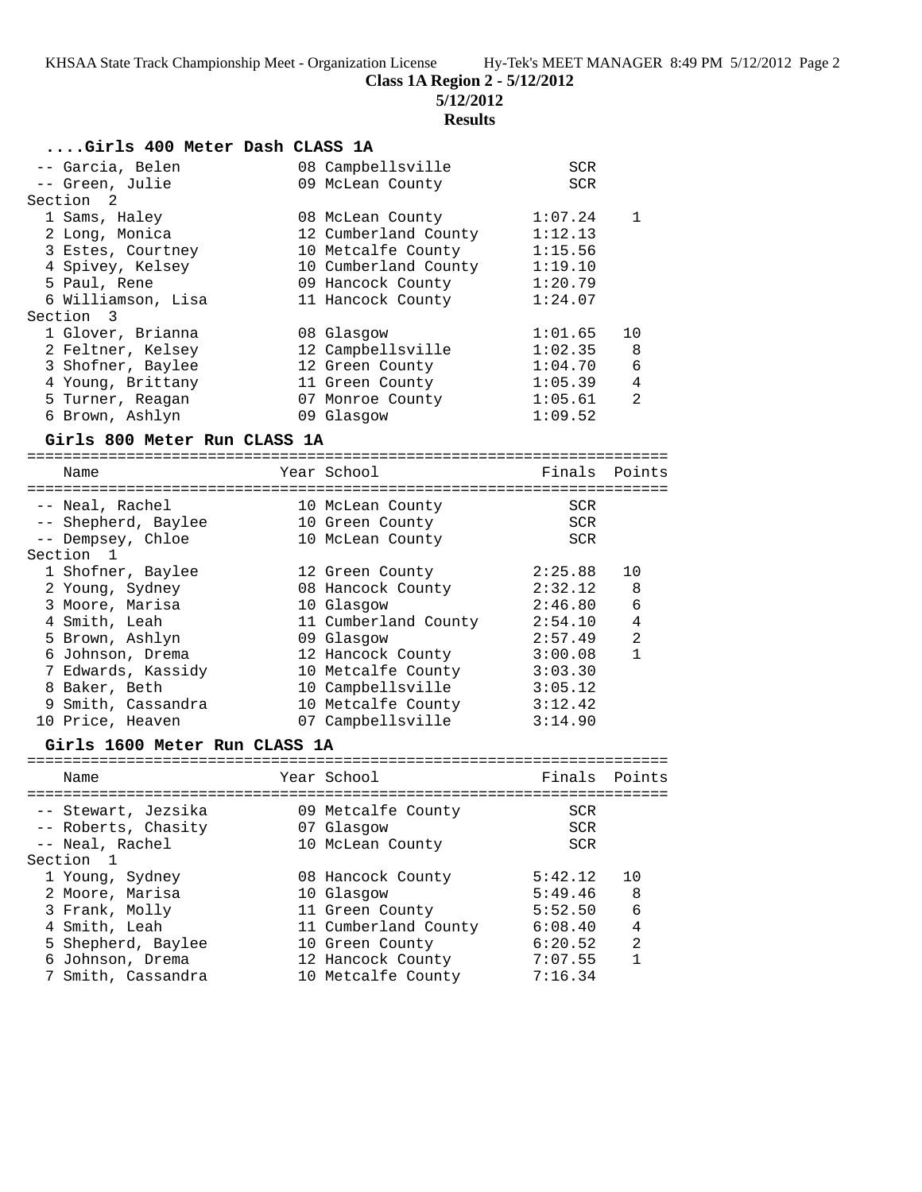**Class 1A Region 2 - 5/12/2012**

**5/12/2012**

**Results**

### ....Girls 400 Meter Dash CLASS 1A

| Place | Name | Year | School | Finals | Points |
|---|---|---|---|---|---|
| -- | Garcia, Belen | 08 | Campbellsville | SCR | |
| -- | Green, Julie | 09 | McLean County | SCR | |
| **Section 2** | | | | | |
| 1 | Sams, Haley | 08 | McLean County | 1:07.24 | 1 |
| 2 | Long, Monica | 12 | Cumberland County | 1:12.13 | |
| 3 | Estes, Courtney | 10 | Metcalfe County | 1:15.56 | |
| 4 | Spivey, Kelsey | 10 | Cumberland County | 1:19.10 | |
| 5 | Paul, Rene | 09 | Hancock County | 1:20.79 | |
| 6 | Williamson, Lisa | 11 | Hancock County | 1:24.07 | |
| **Section 3** | | | | | |
| 1 | Glover, Brianna | 08 | Glasgow | 1:01.65 | 10 |
| 2 | Feltner, Kelsey | 12 | Campbellsville | 1:02.35 | 8 |
| 3 | Shofner, Baylee | 12 | Green County | 1:04.70 | 6 |
| 4 | Young, Brittany | 11 | Green County | 1:05.39 | 4 |
| 5 | Turner, Reagan | 07 | Monroe County | 1:05.61 | 2 |
| 6 | Brown, Ashlyn | 09 | Glasgow | 1:09.52 | |

### Girls 800 Meter Run CLASS 1A

| Place | Name | Year | School | Finals | Points |
|---|---|---|---|---|---|
| -- | Neal, Rachel | 10 | McLean County | SCR | |
| -- | Shepherd, Baylee | 10 | Green County | SCR | |
| -- | Dempsey, Chloe | 10 | McLean County | SCR | |
| **Section 1** | | | | | |
| 1 | Shofner, Baylee | 12 | Green County | 2:25.88 | 10 |
| 2 | Young, Sydney | 08 | Hancock County | 2:32.12 | 8 |
| 3 | Moore, Marisa | 10 | Glasgow | 2:46.80 | 6 |
| 4 | Smith, Leah | 11 | Cumberland County | 2:54.10 | 4 |
| 5 | Brown, Ashlyn | 09 | Glasgow | 2:57.49 | 2 |
| 6 | Johnson, Drema | 12 | Hancock County | 3:00.08 | 1 |
| 7 | Edwards, Kassidy | 10 | Metcalfe County | 3:03.30 | |
| 8 | Baker, Beth | 10 | Campbellsville | 3:05.12 | |
| 9 | Smith, Cassandra | 10 | Metcalfe County | 3:12.42 | |
| 10 | Price, Heaven | 07 | Campbellsville | 3:14.90 | |

### Girls 1600 Meter Run CLASS 1A

| Place | Name | Year | School | Finals | Points |
|---|---|---|---|---|---|
| -- | Stewart, Jezsika | 09 | Metcalfe County | SCR | |
| -- | Roberts, Chasity | 07 | Glasgow | SCR | |
| -- | Neal, Rachel | 10 | McLean County | SCR | |
| **Section 1** | | | | | |
| 1 | Young, Sydney | 08 | Hancock County | 5:42.12 | 10 |
| 2 | Moore, Marisa | 10 | Glasgow | 5:49.46 | 8 |
| 3 | Frank, Molly | 11 | Green County | 5:52.50 | 6 |
| 4 | Smith, Leah | 11 | Cumberland County | 6:08.40 | 4 |
| 5 | Shepherd, Baylee | 10 | Green County | 6:20.52 | 2 |
| 6 | Johnson, Drema | 12 | Hancock County | 7:07.55 | 1 |
| 7 | Smith, Cassandra | 10 | Metcalfe County | 7:16.34 | |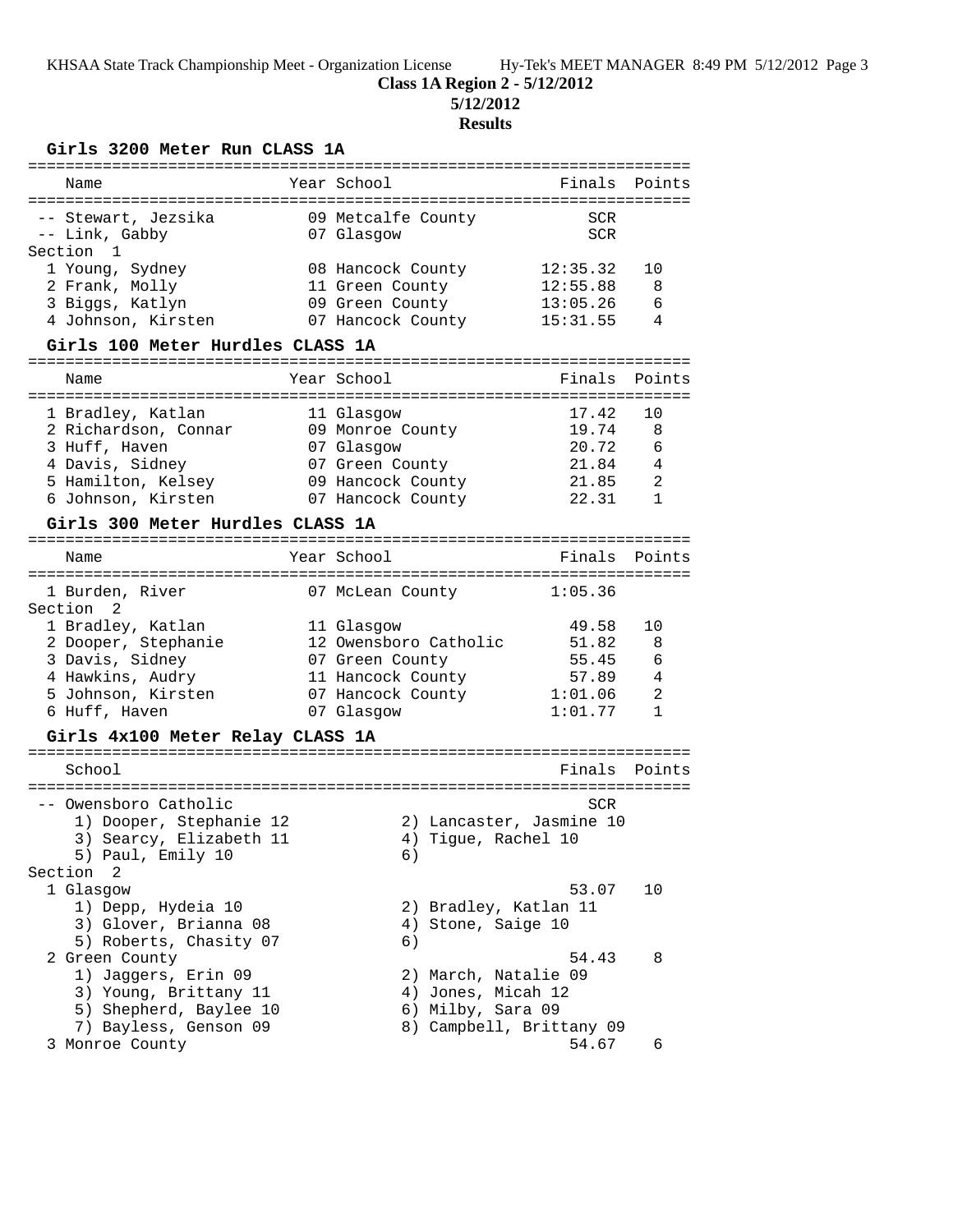**Class 1A Region 2 - 5/12/2012**

**5/12/2012**

**Results**

## Girls 3200 Meter Run CLASS 1A

| Place | Name | Year | School | Finals | Points |
|---|---|---|---|---|---|
| -- | Stewart, Jezsika | 09 | Metcalfe County | SCR | |
| -- | Link, Gabby | 07 | Glasgow | SCR | |
| **Section 1** | | | | | |
| 1 | Young, Sydney | 08 | Hancock County | 12:35.32 | 10 |
| 2 | Frank, Molly | 11 | Green County | 12:55.88 | 8 |
| 3 | Biggs, Katlyn | 09 | Green County | 13:05.26 | 6 |
| 4 | Johnson, Kirsten | 07 | Hancock County | 15:31.55 | 4 |

## Girls 100 Meter Hurdles CLASS 1A

| Place | Name | Year | School | Finals | Points |
|---|---|---|---|---|---|
| 1 | Bradley, Katlan | 11 | Glasgow | 17.42 | 10 |
| 2 | Richardson, Connar | 09 | Monroe County | 19.74 | 8 |
| 3 | Huff, Haven | 07 | Glasgow | 20.72 | 6 |
| 4 | Davis, Sidney | 07 | Green County | 21.84 | 4 |
| 5 | Hamilton, Kelsey | 09 | Hancock County | 21.85 | 2 |
| 6 | Johnson, Kirsten | 07 | Hancock County | 22.31 | 1 |

## Girls 300 Meter Hurdles CLASS 1A

| Place | Name | Year | School | Finals | Points |
|---|---|---|---|---|---|
| 1 | Burden, River | 07 | McLean County | 1:05.36 | |
| **Section 2** | | | | | |
| 1 | Bradley, Katlan | 11 | Glasgow | 49.58 | 10 |
| 2 | Dooper, Stephanie | 12 | Owensboro Catholic | 51.82 | 8 |
| 3 | Davis, Sidney | 07 | Green County | 55.45 | 6 |
| 4 | Hawkins, Audry | 11 | Hancock County | 57.89 | 4 |
| 5 | Johnson, Kirsten | 07 | Hancock County | 1:01.06 | 2 |
| 6 | Huff, Haven | 07 | Glasgow | 1:01.77 | 1 |

## Girls 4x100 Meter Relay CLASS 1A

| Place | School | Finals | Points |
|---|---|---|---|
| -- | Owensboro Catholic | SCR | |
| | 1) Dooper, Stephanie 12; 2) Lancaster, Jasmine 10; 3) Searcy, Elizabeth 11; 4) Tigue, Rachel 10; 5) Paul, Emily 10; 6) | | |
| **Section 2** | | | |
| 1 | Glasgow | 53.07 | 10 |
| | 1) Depp, Hydeia 10; 2) Bradley, Katlan 11; 3) Glover, Brianna 08; 4) Stone, Saige 10; 5) Roberts, Chasity 07; 6) | | |
| 2 | Green County | 54.43 | 8 |
| | 1) Jaggers, Erin 09; 2) March, Natalie 09; 3) Young, Brittany 11; 4) Jones, Micah 12; 5) Shepherd, Baylee 10; 6) Milby, Sara 09; 7) Bayless, Genson 09; 8) Campbell, Brittany 09 | | |
| 3 | Monroe County | 54.67 | 6 |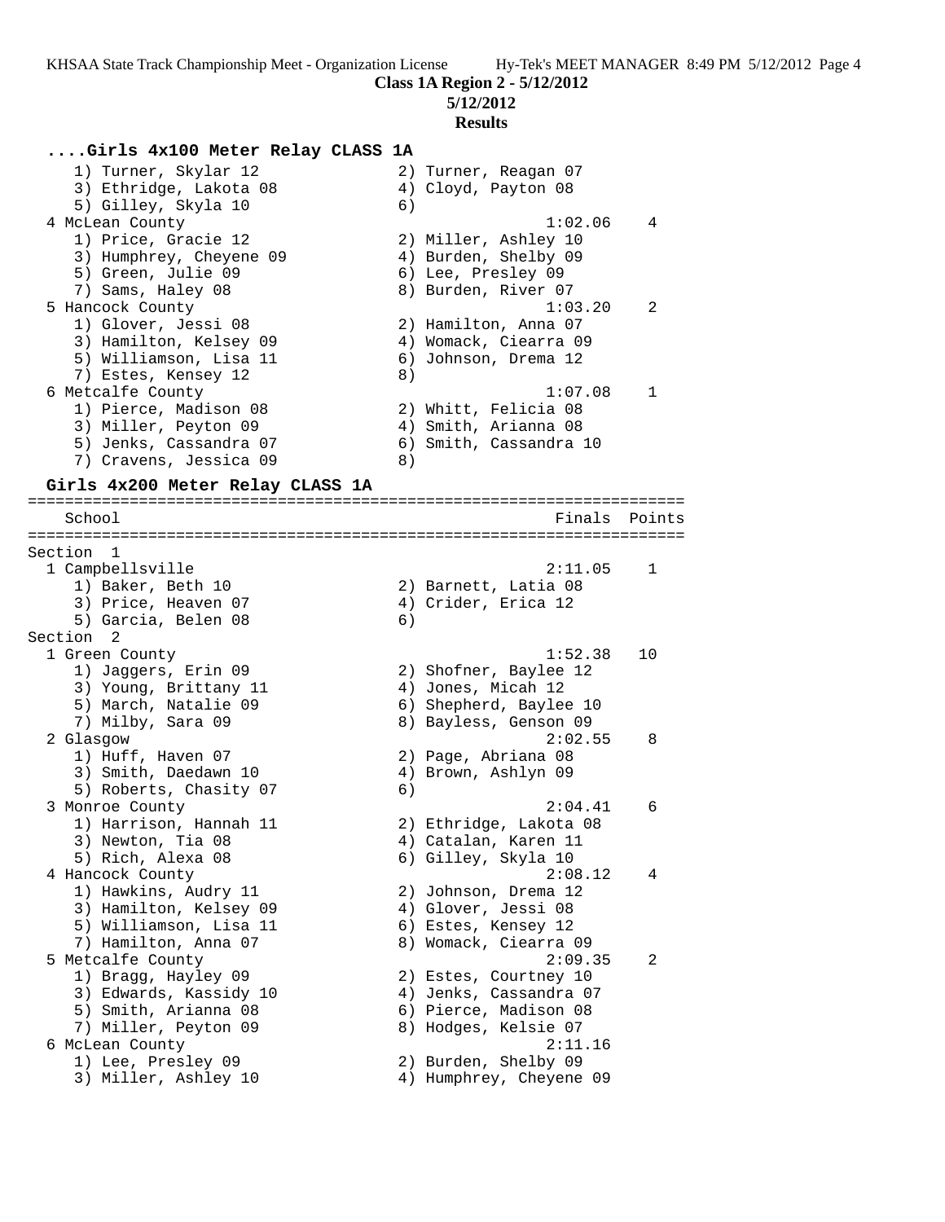**Class 1A Region 2 - 5/12/2012**

**5/12/2012**

**Results**

### ....Girls 4x100 Meter Relay CLASS 1A

```
    1) Turner, Skylar 12              2) Turner, Reagan 07
    3) Ethridge, Lakota 08            4) Cloyd, Payton 08
    5) Gilley, Skyla 10               6)
  4 McLean County                                1:02.06    4
    1) Price, Gracie 12               2) Miller, Ashley 10
    3) Humphrey, Cheyene 09           4) Burden, Shelby 09
    5) Green, Julie 09                6) Lee, Presley 09
    7) Sams, Haley 08                 8) Burden, River 07
  5 Hancock County                               1:03.20    2
    1) Glover, Jessi 08               2) Hamilton, Anna 07
    3) Hamilton, Kelsey 09            4) Womack, Ciearra 09
    5) Williamson, Lisa 11            6) Johnson, Drema 12
    7) Estes, Kensey 12               8)
  6 Metcalfe County                              1:07.08    1
    1) Pierce, Madison 08             2) Whitt, Felicia 08
    3) Miller, Peyton 09              4) Smith, Arianna 08
    5) Jenks, Cassandra 07            6) Smith, Cassandra 10
    7) Cravens, Jessica 09            8)
```

### Girls 4x200 Meter Relay CLASS 1A

```
=======================================================================
    School                                            Finals  Points
=======================================================================
Section  1
  1 Campbellsville                               2:11.05    1
    1) Baker, Beth 10                 2) Barnett, Latia 08
    3) Price, Heaven 07               4) Crider, Erica 12
    5) Garcia, Belen 08               6)
Section  2
  1 Green County                                 1:52.38   10
    1) Jaggers, Erin 09               2) Shofner, Baylee 12
    3) Young, Brittany 11             4) Jones, Micah 12
    5) March, Natalie 09              6) Shepherd, Baylee 10
    7) Milby, Sara 09                 8) Bayless, Genson 09
  2 Glasgow                                      2:02.55    8
    1) Huff, Haven 07                 2) Page, Abriana 08
    3) Smith, Daedawn 10              4) Brown, Ashlyn 09
    5) Roberts, Chasity 07            6)
  3 Monroe County                                2:04.41    6
    1) Harrison, Hannah 11            2) Ethridge, Lakota 08
    3) Newton, Tia 08                 4) Catalan, Karen 11
    5) Rich, Alexa 08                 6) Gilley, Skyla 10
  4 Hancock County                               2:08.12    4
    1) Hawkins, Audry 11              2) Johnson, Drema 12
    3) Hamilton, Kelsey 09            4) Glover, Jessi 08
    5) Williamson, Lisa 11            6) Estes, Kensey 12
    7) Hamilton, Anna 07              8) Womack, Ciearra 09
  5 Metcalfe County                              2:09.35    2
    1) Bragg, Hayley 09               2) Estes, Courtney 10
    3) Edwards, Kassidy 10            4) Jenks, Cassandra 07
    5) Smith, Arianna 08              6) Pierce, Madison 08
    7) Miller, Peyton 09              8) Hodges, Kelsie 07
  6 McLean County                                2:11.16
    1) Lee, Presley 09                2) Burden, Shelby 09
    3) Miller, Ashley 10              4) Humphrey, Cheyene 09
```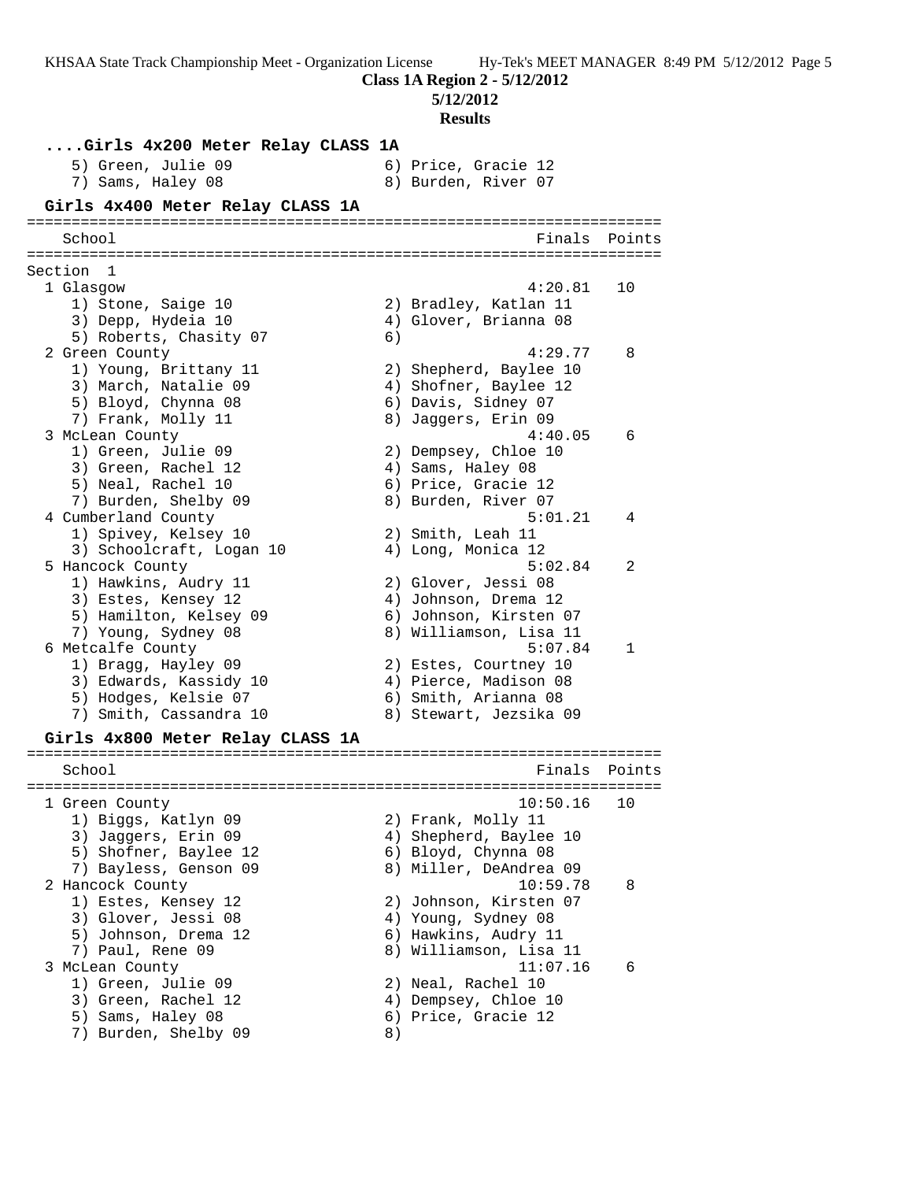**Class 1A Region 2 - 5/12/2012**

**5/12/2012**

**Results**

### ....Girls 4x200 Meter Relay CLASS 1A

5) Green, Julie 09 | 6) Price, Gracie 12
7) Sams, Haley 08 | 8) Burden, River 07

### Girls 4x400 Meter Relay CLASS 1A

Section 1

| School | Finals | Points |
|---|---|---|
| 1 Glasgow | 4:20.81 | 10 |
| 1) Stone, Saige 10; 2) Bradley, Katlan 11; 3) Depp, Hydeia 10; 4) Glover, Brianna 08; 5) Roberts, Chasity 07; 6) | | |
| 2 Green County | 4:29.77 | 8 |
| 1) Young, Brittany 11; 2) Shepherd, Baylee 10; 3) March, Natalie 09; 4) Shofner, Baylee 12; 5) Bloyd, Chynna 08; 6) Davis, Sidney 07; 7) Frank, Molly 11; 8) Jaggers, Erin 09 | | |
| 3 McLean County | 4:40.05 | 6 |
| 1) Green, Julie 09; 2) Dempsey, Chloe 10; 3) Green, Rachel 12; 4) Sams, Haley 08; 5) Neal, Rachel 10; 6) Price, Gracie 12; 7) Burden, Shelby 09; 8) Burden, River 07 | | |
| 4 Cumberland County | 5:01.21 | 4 |
| 1) Spivey, Kelsey 10; 2) Smith, Leah 11; 3) Schoolcraft, Logan 10; 4) Long, Monica 12 | | |
| 5 Hancock County | 5:02.84 | 2 |
| 1) Hawkins, Audry 11; 2) Glover, Jessi 08; 3) Estes, Kensey 12; 4) Johnson, Drema 12; 5) Hamilton, Kelsey 09; 6) Johnson, Kirsten 07; 7) Young, Sydney 08; 8) Williamson, Lisa 11 | | |
| 6 Metcalfe County | 5:07.84 | 1 |
| 1) Bragg, Hayley 09; 2) Estes, Courtney 10; 3) Edwards, Kassidy 10; 4) Pierce, Madison 08; 5) Hodges, Kelsie 07; 6) Smith, Arianna 08; 7) Smith, Cassandra 10; 8) Stewart, Jezsika 09 | | |

### Girls 4x800 Meter Relay CLASS 1A

| School | Finals | Points |
|---|---|---|
| 1 Green County | 10:50.16 | 10 |
| 1) Biggs, Katlyn 09; 2) Frank, Molly 11; 3) Jaggers, Erin 09; 4) Shepherd, Baylee 10; 5) Shofner, Baylee 12; 6) Bloyd, Chynna 08; 7) Bayless, Genson 09; 8) Miller, DeAndrea 09 | | |
| 2 Hancock County | 10:59.78 | 8 |
| 1) Estes, Kensey 12; 2) Johnson, Kirsten 07; 3) Glover, Jessi 08; 4) Young, Sydney 08; 5) Johnson, Drema 12; 6) Hawkins, Audry 11; 7) Paul, Rene 09; 8) Williamson, Lisa 11 | | |
| 3 McLean County | 11:07.16 | 6 |
| 1) Green, Julie 09; 2) Neal, Rachel 10; 3) Green, Rachel 12; 4) Dempsey, Chloe 10; 5) Sams, Haley 08; 6) Price, Gracie 12; 7) Burden, Shelby 09; 8) | | |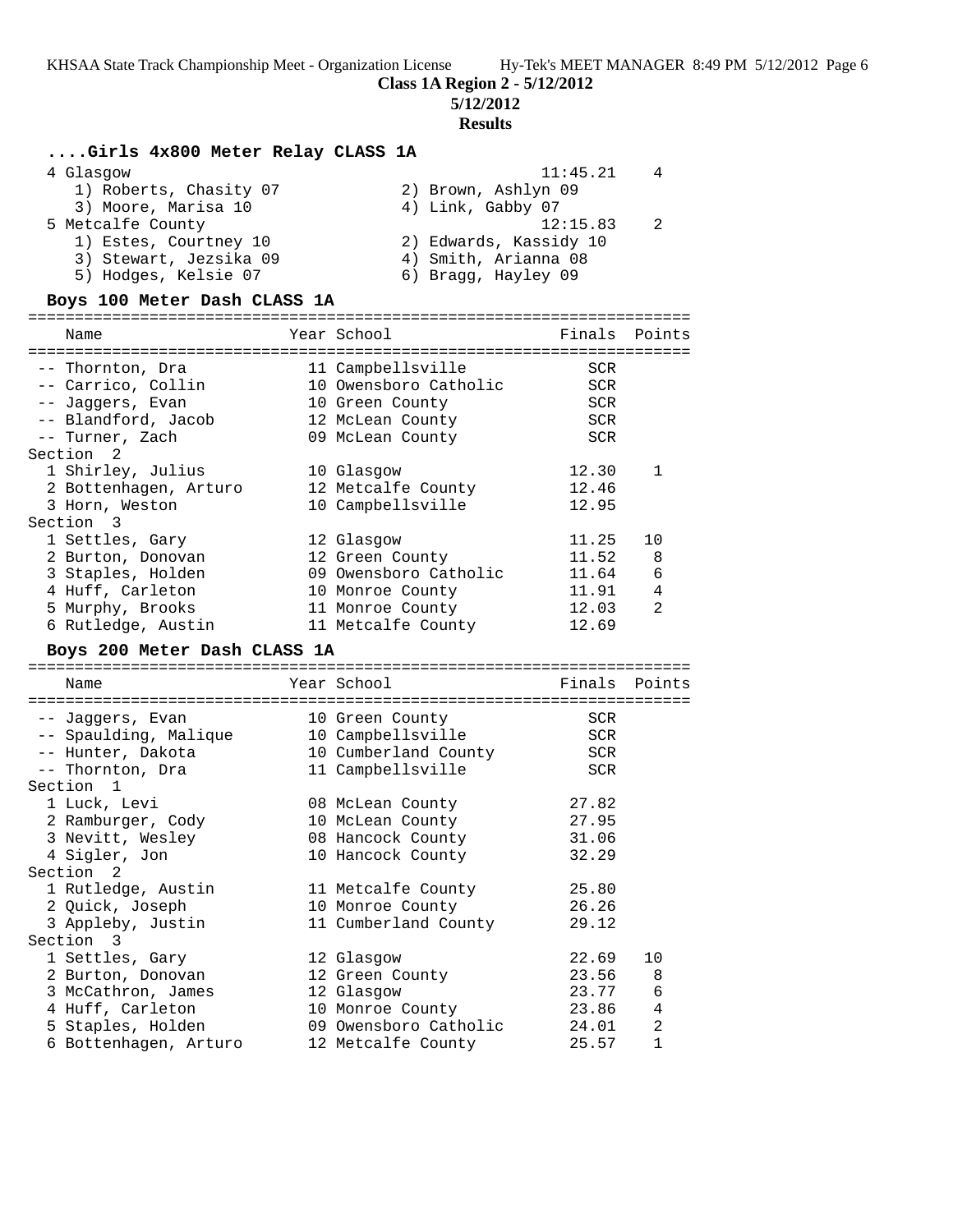**Class 1A Region 2 - 5/12/2012**

**5/12/2012**

**Results**

### ....Girls 4x800 Meter Relay CLASS 1A

| Place | Team | Finals | Points |
|---|---|---|---|
| 4 | Glasgow | 11:45.21 | 4 |
| | 1) Roberts, Chasity 07; 2) Brown, Ashlyn 09; 3) Moore, Marisa 10; 4) Link, Gabby 07 | | |
| 5 | Metcalfe County | 12:15.83 | 2 |
| | 1) Estes, Courtney 10; 2) Edwards, Kassidy 10; 3) Stewart, Jezsika 09; 4) Smith, Arianna 08; 5) Hodges, Kelsie 07; 6) Bragg, Hayley 09 | | |

### Boys 100 Meter Dash CLASS 1A

| Place | Name | Year | School | Finals | Points |
|---|---|---|---|---|---|
| -- | Thornton, Dra | 11 | Campbellsville | SCR | |
| -- | Carrico, Collin | 10 | Owensboro Catholic | SCR | |
| -- | Jaggers, Evan | 10 | Green County | SCR | |
| -- | Blandford, Jacob | 12 | McLean County | SCR | |
| -- | Turner, Zach | 09 | McLean County | SCR | |
| **Section 2** | | | | | |
| 1 | Shirley, Julius | 10 | Glasgow | 12.30 | 1 |
| 2 | Bottenhagen, Arturo | 12 | Metcalfe County | 12.46 | |
| 3 | Horn, Weston | 10 | Campbellsville | 12.95 | |
| **Section 3** | | | | | |
| 1 | Settles, Gary | 12 | Glasgow | 11.25 | 10 |
| 2 | Burton, Donovan | 12 | Green County | 11.52 | 8 |
| 3 | Staples, Holden | 09 | Owensboro Catholic | 11.64 | 6 |
| 4 | Huff, Carleton | 10 | Monroe County | 11.91 | 4 |
| 5 | Murphy, Brooks | 11 | Monroe County | 12.03 | 2 |
| 6 | Rutledge, Austin | 11 | Metcalfe County | 12.69 | |

### Boys 200 Meter Dash CLASS 1A

| Place | Name | Year | School | Finals | Points |
|---|---|---|---|---|---|
| -- | Jaggers, Evan | 10 | Green County | SCR | |
| -- | Spaulding, Malique | 10 | Campbellsville | SCR | |
| -- | Hunter, Dakota | 10 | Cumberland County | SCR | |
| -- | Thornton, Dra | 11 | Campbellsville | SCR | |
| **Section 1** | | | | | |
| 1 | Luck, Levi | 08 | McLean County | 27.82 | |
| 2 | Ramburger, Cody | 10 | McLean County | 27.95 | |
| 3 | Nevitt, Wesley | 08 | Hancock County | 31.06 | |
| 4 | Sigler, Jon | 10 | Hancock County | 32.29 | |
| **Section 2** | | | | | |
| 1 | Rutledge, Austin | 11 | Metcalfe County | 25.80 | |
| 2 | Quick, Joseph | 10 | Monroe County | 26.26 | |
| 3 | Appleby, Justin | 11 | Cumberland County | 29.12 | |
| **Section 3** | | | | | |
| 1 | Settles, Gary | 12 | Glasgow | 22.69 | 10 |
| 2 | Burton, Donovan | 12 | Green County | 23.56 | 8 |
| 3 | McCathron, James | 12 | Glasgow | 23.77 | 6 |
| 4 | Huff, Carleton | 10 | Monroe County | 23.86 | 4 |
| 5 | Staples, Holden | 09 | Owensboro Catholic | 24.01 | 2 |
| 6 | Bottenhagen, Arturo | 12 | Metcalfe County | 25.57 | 1 |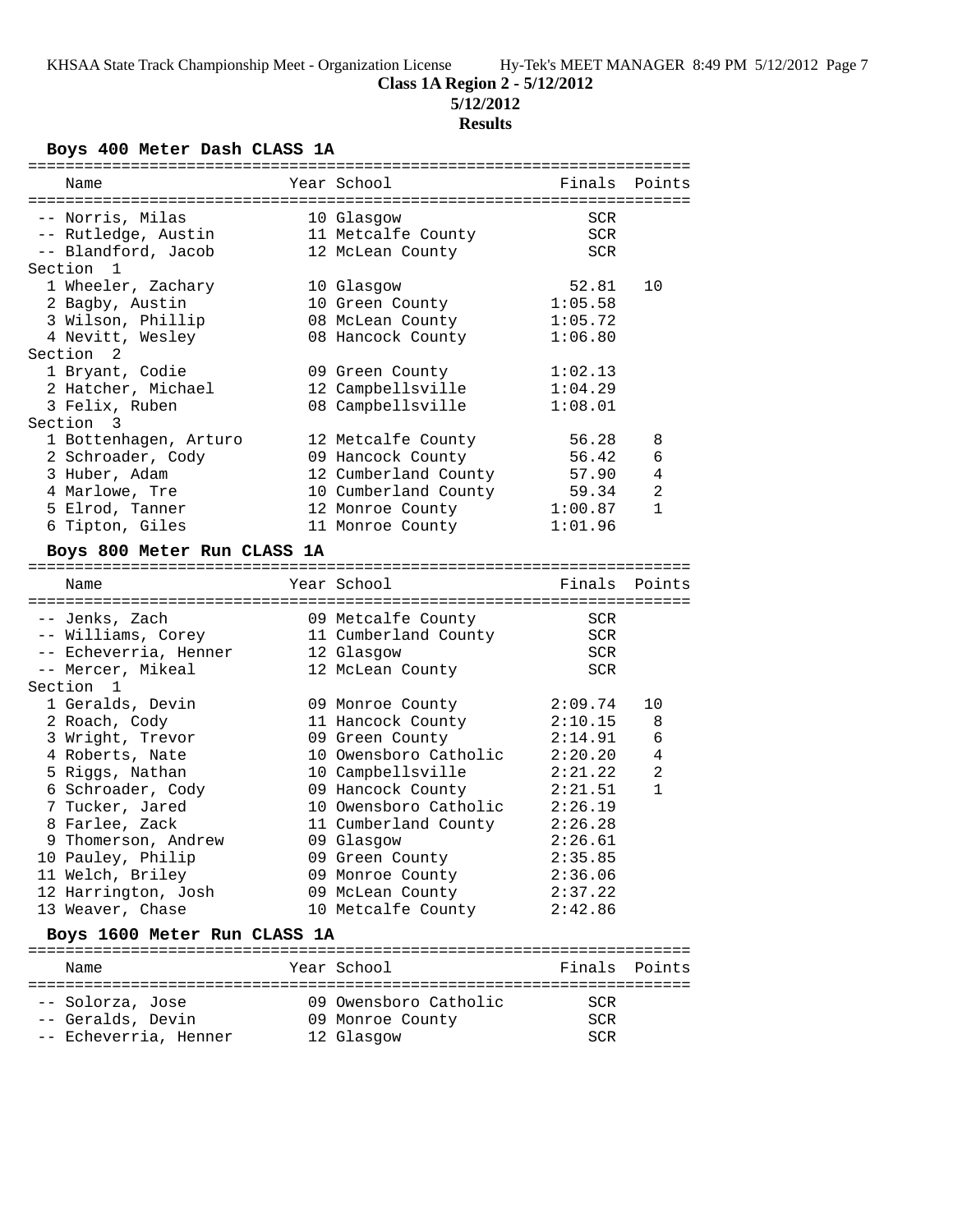**Class 1A Region 2 - 5/12/2012**

**5/12/2012**

**Results**

## Boys 400 Meter Dash CLASS 1A

| Name | Year | School | Finals | Points |
|---|---|---|---|---|
| -- Norris, Milas | 10 | Glasgow | SCR | |
| -- Rutledge, Austin | 11 | Metcalfe County | SCR | |
| -- Blandford, Jacob | 12 | McLean County | SCR | |
| **Section 1** | | | | |
| 1 Wheeler, Zachary | 10 | Glasgow | 52.81 | 10 |
| 2 Bagby, Austin | 10 | Green County | 1:05.58 | |
| 3 Wilson, Phillip | 08 | McLean County | 1:05.72 | |
| 4 Nevitt, Wesley | 08 | Hancock County | 1:06.80 | |
| **Section 2** | | | | |
| 1 Bryant, Codie | 09 | Green County | 1:02.13 | |
| 2 Hatcher, Michael | 12 | Campbellsville | 1:04.29 | |
| 3 Felix, Ruben | 08 | Campbellsville | 1:08.01 | |
| **Section 3** | | | | |
| 1 Bottenhagen, Arturo | 12 | Metcalfe County | 56.28 | 8 |
| 2 Schroader, Cody | 09 | Hancock County | 56.42 | 6 |
| 3 Huber, Adam | 12 | Cumberland County | 57.90 | 4 |
| 4 Marlowe, Tre | 10 | Cumberland County | 59.34 | 2 |
| 5 Elrod, Tanner | 12 | Monroe County | 1:00.87 | 1 |
| 6 Tipton, Giles | 11 | Monroe County | 1:01.96 | |

## Boys 800 Meter Run CLASS 1A

| Name | Year | School | Finals | Points |
|---|---|---|---|---|
| -- Jenks, Zach | 09 | Metcalfe County | SCR | |
| -- Williams, Corey | 11 | Cumberland County | SCR | |
| -- Echeverria, Henner | 12 | Glasgow | SCR | |
| -- Mercer, Mikeal | 12 | McLean County | SCR | |
| **Section 1** | | | | |
| 1 Geralds, Devin | 09 | Monroe County | 2:09.74 | 10 |
| 2 Roach, Cody | 11 | Hancock County | 2:10.15 | 8 |
| 3 Wright, Trevor | 09 | Green County | 2:14.91 | 6 |
| 4 Roberts, Nate | 10 | Owensboro Catholic | 2:20.20 | 4 |
| 5 Riggs, Nathan | 10 | Campbellsville | 2:21.22 | 2 |
| 6 Schroader, Cody | 09 | Hancock County | 2:21.51 | 1 |
| 7 Tucker, Jared | 10 | Owensboro Catholic | 2:26.19 | |
| 8 Farlee, Zack | 11 | Cumberland County | 2:26.28 | |
| 9 Thomerson, Andrew | 09 | Glasgow | 2:26.61 | |
| 10 Pauley, Philip | 09 | Green County | 2:35.85 | |
| 11 Welch, Briley | 09 | Monroe County | 2:36.06 | |
| 12 Harrington, Josh | 09 | McLean County | 2:37.22 | |
| 13 Weaver, Chase | 10 | Metcalfe County | 2:42.86 | |

## Boys 1600 Meter Run CLASS 1A

| Name | Year | School | Finals | Points |
|---|---|---|---|---|
| -- Solorza, Jose | 09 | Owensboro Catholic | SCR | |
| -- Geralds, Devin | 09 | Monroe County | SCR | |
| -- Echeverria, Henner | 12 | Glasgow | SCR | |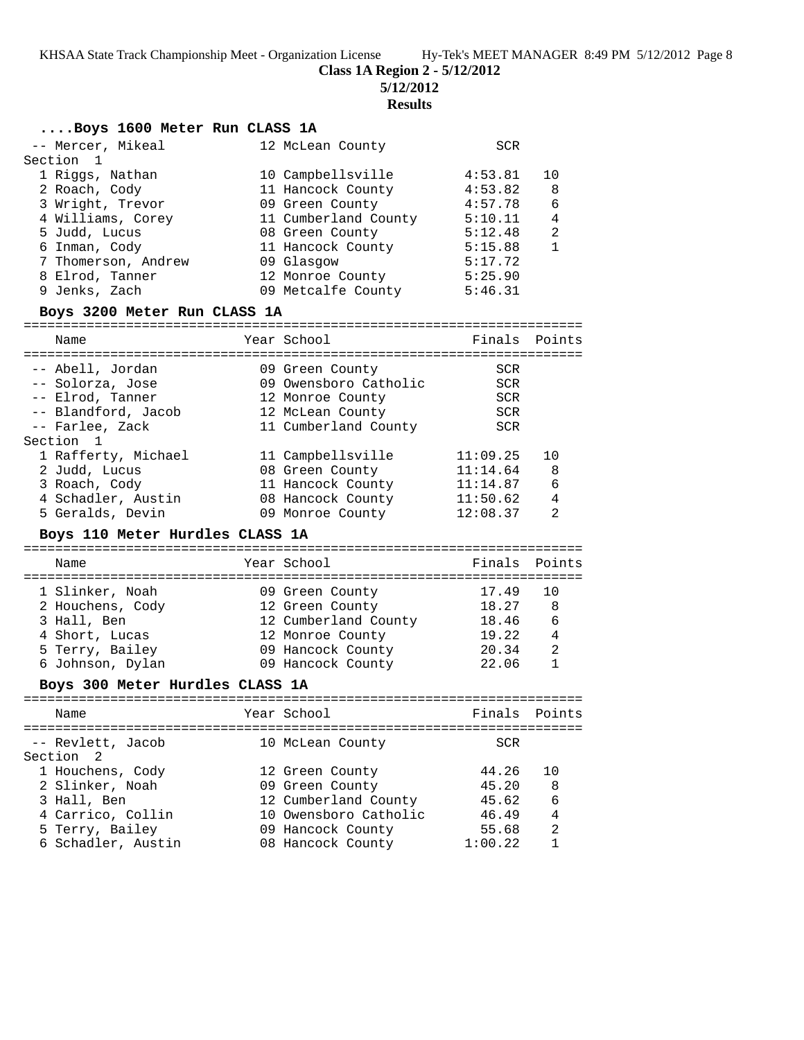**Class 1A Region 2 - 5/12/2012**

**5/12/2012**

**Results**

### ....Boys 1600 Meter Run CLASS 1A

| Place | Name | Year | School | Finals | Points |
|---|---|---|---|---|---|
| -- | Mercer, Mikeal | 12 | McLean County | SCR | |
| Section 1 | | | | | |
| 1 | Riggs, Nathan | 10 | Campbellsville | 4:53.81 | 10 |
| 2 | Roach, Cody | 11 | Hancock County | 4:53.82 | 8 |
| 3 | Wright, Trevor | 09 | Green County | 4:57.78 | 6 |
| 4 | Williams, Corey | 11 | Cumberland County | 5:10.11 | 4 |
| 5 | Judd, Lucus | 08 | Green County | 5:12.48 | 2 |
| 6 | Inman, Cody | 11 | Hancock County | 5:15.88 | 1 |
| 7 | Thomerson, Andrew | 09 | Glasgow | 5:17.72 | |
| 8 | Elrod, Tanner | 12 | Monroe County | 5:25.90 | |
| 9 | Jenks, Zach | 09 | Metcalfe County | 5:46.31 | |

### Boys 3200 Meter Run CLASS 1A

| Place | Name | Year | School | Finals | Points |
|---|---|---|---|---|---|
| -- | Abell, Jordan | 09 | Green County | SCR | |
| -- | Solorza, Jose | 09 | Owensboro Catholic | SCR | |
| -- | Elrod, Tanner | 12 | Monroe County | SCR | |
| -- | Blandford, Jacob | 12 | McLean County | SCR | |
| -- | Farlee, Zack | 11 | Cumberland County | SCR | |
| Section 1 | | | | | |
| 1 | Rafferty, Michael | 11 | Campbellsville | 11:09.25 | 10 |
| 2 | Judd, Lucus | 08 | Green County | 11:14.64 | 8 |
| 3 | Roach, Cody | 11 | Hancock County | 11:14.87 | 6 |
| 4 | Schadler, Austin | 08 | Hancock County | 11:50.62 | 4 |
| 5 | Geralds, Devin | 09 | Monroe County | 12:08.37 | 2 |

### Boys 110 Meter Hurdles CLASS 1A

| Place | Name | Year | School | Finals | Points |
|---|---|---|---|---|---|
| 1 | Slinker, Noah | 09 | Green County | 17.49 | 10 |
| 2 | Houchens, Cody | 12 | Green County | 18.27 | 8 |
| 3 | Hall, Ben | 12 | Cumberland County | 18.46 | 6 |
| 4 | Short, Lucas | 12 | Monroe County | 19.22 | 4 |
| 5 | Terry, Bailey | 09 | Hancock County | 20.34 | 2 |
| 6 | Johnson, Dylan | 09 | Hancock County | 22.06 | 1 |

### Boys 300 Meter Hurdles CLASS 1A

| Place | Name | Year | School | Finals | Points |
|---|---|---|---|---|---|
| -- | Revlett, Jacob | 10 | McLean County | SCR | |
| Section 2 | | | | | |
| 1 | Houchens, Cody | 12 | Green County | 44.26 | 10 |
| 2 | Slinker, Noah | 09 | Green County | 45.20 | 8 |
| 3 | Hall, Ben | 12 | Cumberland County | 45.62 | 6 |
| 4 | Carrico, Collin | 10 | Owensboro Catholic | 46.49 | 4 |
| 5 | Terry, Bailey | 09 | Hancock County | 55.68 | 2 |
| 6 | Schadler, Austin | 08 | Hancock County | 1:00.22 | 1 |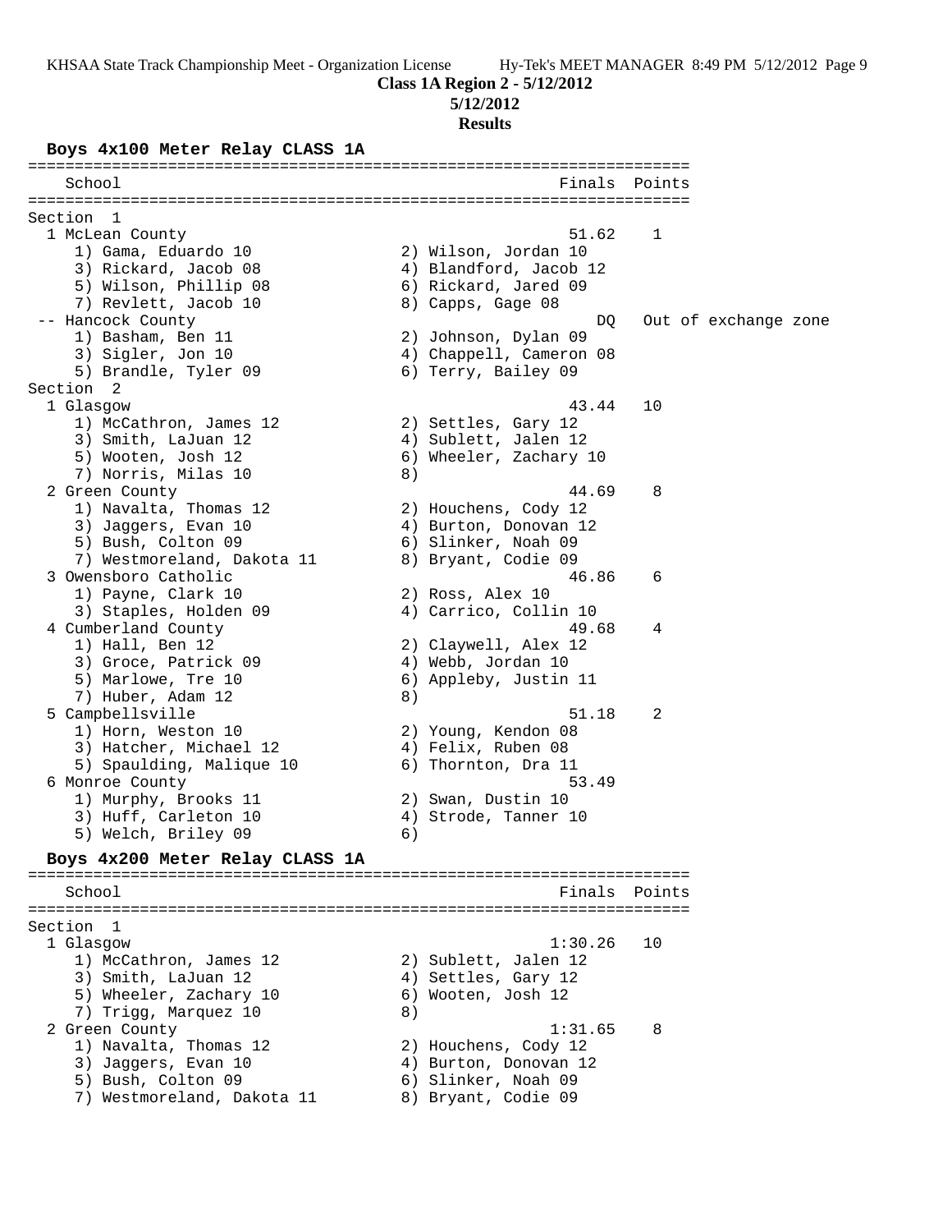**Class 1A Region 2 - 5/12/2012**

**5/12/2012**

**Results**

### Boys 4x100 Meter Relay CLASS 1A

```
=======================================================================
    School                                               Finals  Points
=======================================================================
Section  1
  1 McLean County                                         51.62    1
     1) Gama, Eduardo 10                2) Wilson, Jordan 10
     3) Rickard, Jacob 08               4) Blandford, Jacob 12
     5) Wilson, Phillip 08              6) Rickard, Jared 09
     7) Revlett, Jacob 10               8) Capps, Gage 08
 -- Hancock County                                           DQ   Out of exchange zone
     1) Basham, Ben 11                  2) Johnson, Dylan 09
     3) Sigler, Jon 10                  4) Chappell, Cameron 08
     5) Brandle, Tyler 09               6) Terry, Bailey 09
Section  2
  1 Glasgow                                               43.44   10
     1) McCathron, James 12             2) Settles, Gary 12
     3) Smith, LaJuan 12                4) Sublett, Jalen 12
     5) Wooten, Josh 12                 6) Wheeler, Zachary 10
     7) Norris, Milas 10                8)
  2 Green County                                          44.69    8
     1) Navalta, Thomas 12              2) Houchens, Cody 12
     3) Jaggers, Evan 10                4) Burton, Donovan 12
     5) Bush, Colton 09                 6) Slinker, Noah 09
     7) Westmoreland, Dakota 11         8) Bryant, Codie 09
  3 Owensboro Catholic                                    46.86    6
     1) Payne, Clark 10                 2) Ross, Alex 10
     3) Staples, Holden 09              4) Carrico, Collin 10
  4 Cumberland County                                     49.68    4
     1) Hall, Ben 12                    2) Claywell, Alex 12
     3) Groce, Patrick 09               4) Webb, Jordan 10
     5) Marlowe, Tre 10                 6) Appleby, Justin 11
     7) Huber, Adam 12                  8)
  5 Campbellsville                                        51.18    2
     1) Horn, Weston 10                 2) Young, Kendon 08
     3) Hatcher, Michael 12             4) Felix, Ruben 08
     5) Spaulding, Malique 10           6) Thornton, Dra 11
  6 Monroe County                                         53.49
     1) Murphy, Brooks 11               2) Swan, Dustin 10
     3) Huff, Carleton 10               4) Strode, Tanner 10
     5) Welch, Briley 09                6)
```

### Boys 4x200 Meter Relay CLASS 1A

```
=======================================================================
    School                                               Finals  Points
=======================================================================
Section  1
  1 Glasgow                                             1:30.26   10
     1) McCathron, James 12             2) Sublett, Jalen 12
     3) Smith, LaJuan 12                4) Settles, Gary 12
     5) Wheeler, Zachary 10             6) Wooten, Josh 12
     7) Trigg, Marquez 10               8)
  2 Green County                                        1:31.65    8
     1) Navalta, Thomas 12              2) Houchens, Cody 12
     3) Jaggers, Evan 10                4) Burton, Donovan 12
     5) Bush, Colton 09                 6) Slinker, Noah 09
     7) Westmoreland, Dakota 11         8) Bryant, Codie 09
```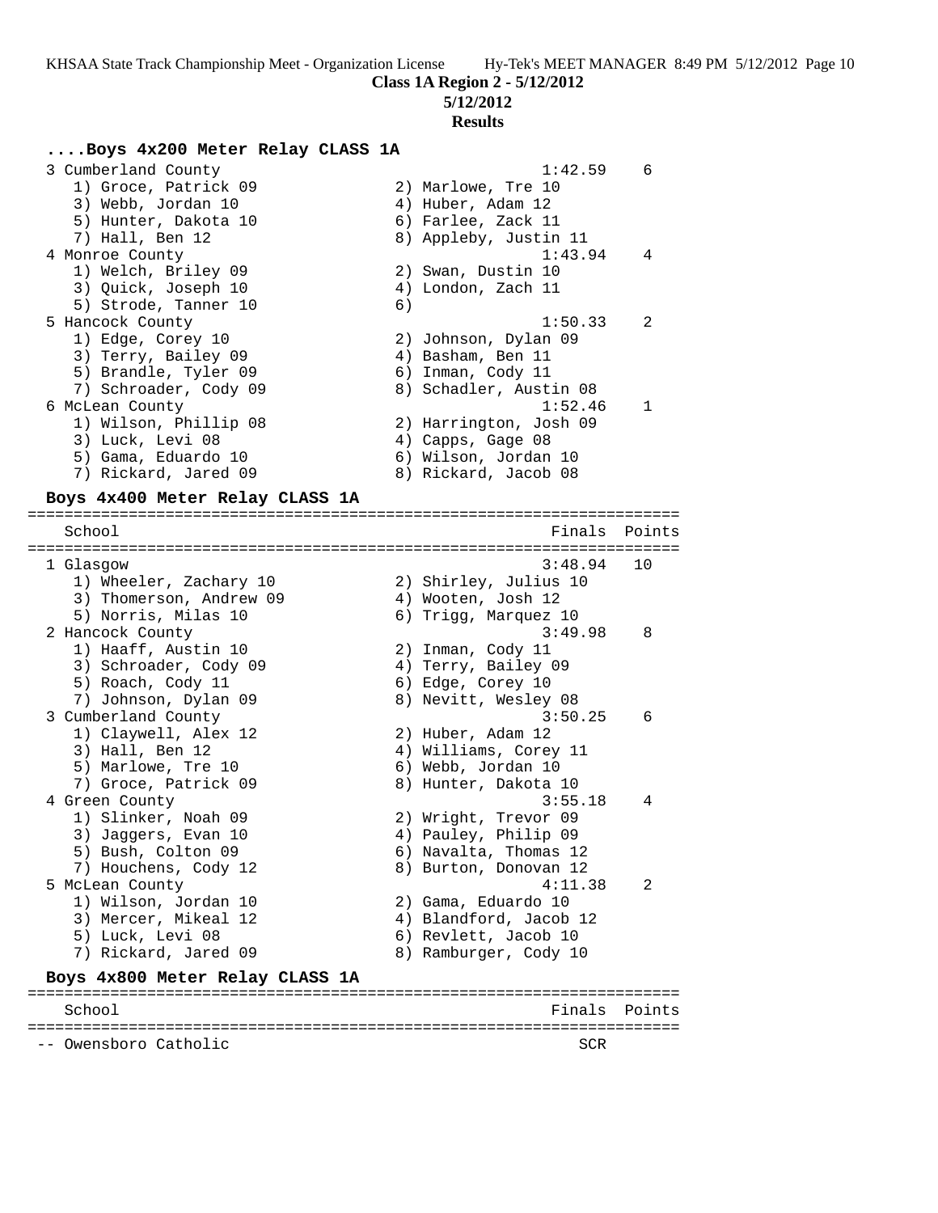**Class 1A Region 2 - 5/12/2012**

**5/12/2012**

**Results**

### ....Boys 4x200 Meter Relay CLASS 1A

```
  3 Cumberland County                                   1:42.59    6
     1) Groce, Patrick 09               2) Marlowe, Tre 10
     3) Webb, Jordan 10                 4) Huber, Adam 12
     5) Hunter, Dakota 10               6) Farlee, Zack 11
     7) Hall, Ben 12                    8) Appleby, Justin 11
  4 Monroe County                                       1:43.94    4
     1) Welch, Briley 09                2) Swan, Dustin 10
     3) Quick, Joseph 10                4) London, Zach 11
     5) Strode, Tanner 10               6)
  5 Hancock County                                      1:50.33    2
     1) Edge, Corey 10                  2) Johnson, Dylan 09
     3) Terry, Bailey 09                4) Basham, Ben 11
     5) Brandle, Tyler 09               6) Inman, Cody 11
     7) Schroader, Cody 09              8) Schadler, Austin 08
  6 McLean County                                       1:52.46    1
     1) Wilson, Phillip 08              2) Harrington, Josh 09
     3) Luck, Levi 08                   4) Capps, Gage 08
     5) Gama, Eduardo 10                6) Wilson, Jordan 10
     7) Rickard, Jared 09               8) Rickard, Jacob 08
```

### Boys 4x400 Meter Relay CLASS 1A

```
=======================================================================
    School                                               Finals  Points
=======================================================================
  1 Glasgow                                             3:48.94   10
     1) Wheeler, Zachary 10             2) Shirley, Julius 10
     3) Thomerson, Andrew 09            4) Wooten, Josh 12
     5) Norris, Milas 10                6) Trigg, Marquez 10
  2 Hancock County                                      3:49.98    8
     1) Haaff, Austin 10                2) Inman, Cody 11
     3) Schroader, Cody 09              4) Terry, Bailey 09
     5) Roach, Cody 11                  6) Edge, Corey 10
     7) Johnson, Dylan 09               8) Nevitt, Wesley 08
  3 Cumberland County                                   3:50.25    6
     1) Claywell, Alex 12               2) Huber, Adam 12
     3) Hall, Ben 12                    4) Williams, Corey 11
     5) Marlowe, Tre 10                 6) Webb, Jordan 10
     7) Groce, Patrick 09               8) Hunter, Dakota 10
  4 Green County                                        3:55.18    4
     1) Slinker, Noah 09                2) Wright, Trevor 09
     3) Jaggers, Evan 10                4) Pauley, Philip 09
     5) Bush, Colton 09                 6) Navalta, Thomas 12
     7) Houchens, Cody 12               8) Burton, Donovan 12
  5 McLean County                                       4:11.38    2
     1) Wilson, Jordan 10               2) Gama, Eduardo 10
     3) Mercer, Mikeal 12               4) Blandford, Jacob 12
     5) Luck, Levi 08                   6) Revlett, Jacob 10
     7) Rickard, Jared 09               8) Ramburger, Cody 10
```

### Boys 4x800 Meter Relay CLASS 1A

```
=======================================================================
    School                                               Finals  Points
=======================================================================
 -- Owensboro Catholic                                      SCR
```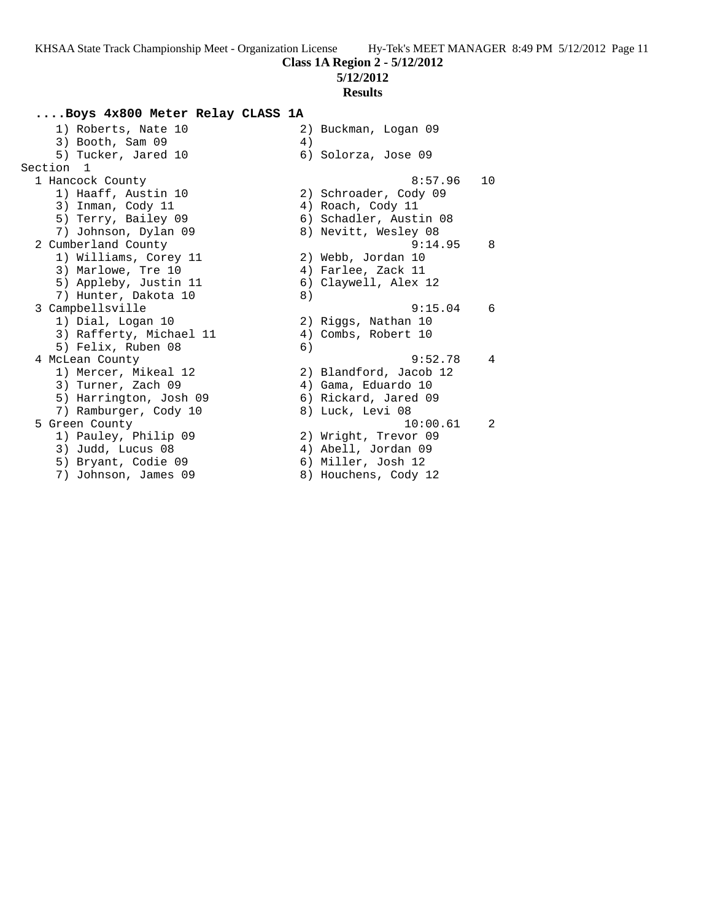**Class 1A Region 2 - 5/12/2012**

**5/12/2012**

**Results**

### ....Boys 4x800 Meter Relay CLASS 1A

```
    1) Roberts, Nate 10              2) Buckman, Logan 09
    3) Booth, Sam 09                 4)
    5) Tucker, Jared 10              6) Solorza, Jose 09
Section  1
  1 Hancock County                                    8:57.96   10
    1) Haaff, Austin 10              2) Schroader, Cody 09
    3) Inman, Cody 11                4) Roach, Cody 11
    5) Terry, Bailey 09              6) Schadler, Austin 08
    7) Johnson, Dylan 09             8) Nevitt, Wesley 08
  2 Cumberland County                                 9:14.95    8
    1) Williams, Corey 11            2) Webb, Jordan 10
    3) Marlowe, Tre 10               4) Farlee, Zack 11
    5) Appleby, Justin 11            6) Claywell, Alex 12
    7) Hunter, Dakota 10             8)
  3 Campbellsville                                    9:15.04    6
    1) Dial, Logan 10                2) Riggs, Nathan 10
    3) Rafferty, Michael 11          4) Combs, Robert 10
    5) Felix, Ruben 08               6)
  4 McLean County                                     9:52.78    4
    1) Mercer, Mikeal 12             2) Blandford, Jacob 12
    3) Turner, Zach 09               4) Gama, Eduardo 10
    5) Harrington, Josh 09           6) Rickard, Jared 09
    7) Ramburger, Cody 10            8) Luck, Levi 08
  5 Green County                                     10:00.61    2
    1) Pauley, Philip 09             2) Wright, Trevor 09
    3) Judd, Lucus 08                4) Abell, Jordan 09
    5) Bryant, Codie 09              6) Miller, Josh 12
    7) Johnson, James 09             8) Houchens, Cody 12
```